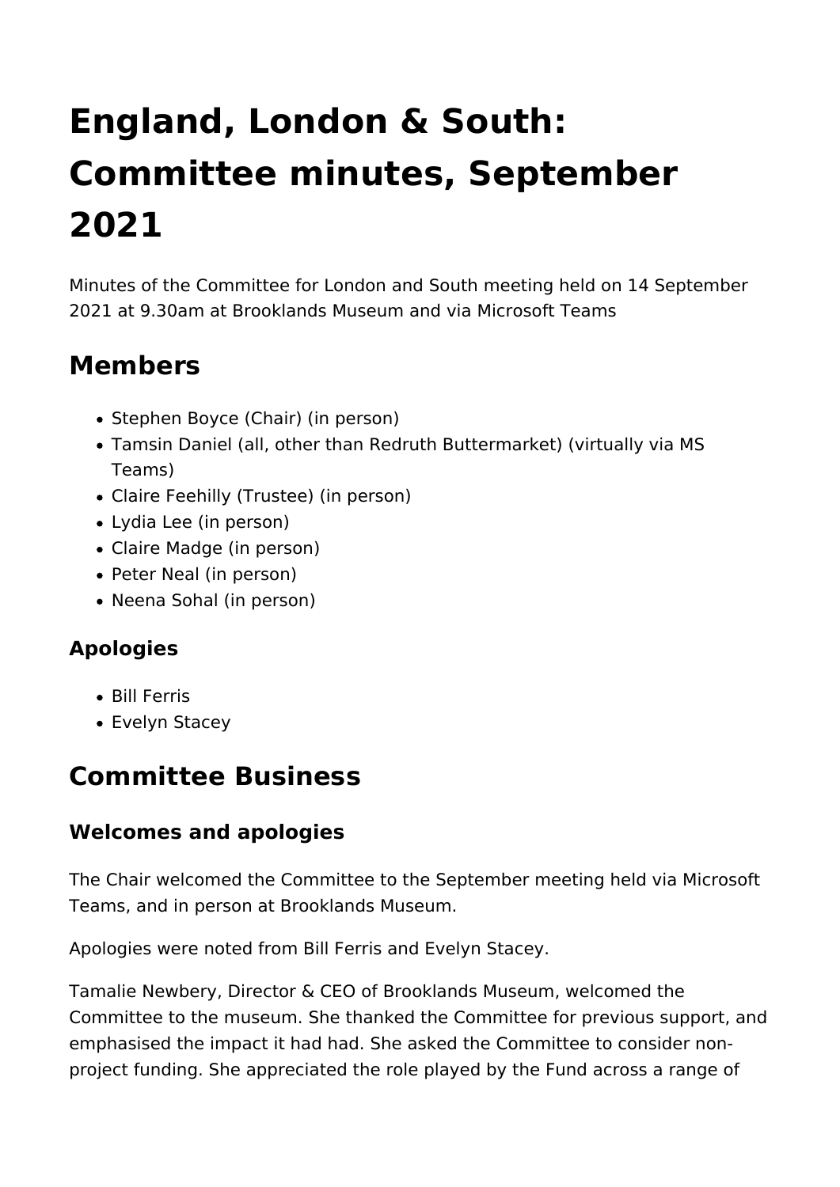# England, London & South: Committee minutes, September 2021

Minutes of the Committee for London and South meeting held on 14 September 2021 at 9.30am at Brooklands Museum and via Microsoft Teams

## Members

- Stephen Boyce (Chair) (in person)
- Tamsin Daniel (all, other than Redruth Buttermarket) (virtually via MS Teams)
- Claire Feehilly (Trustee) (in person)
- Lydia Lee (in person)
- Claire Madge (in person)
- Peter Neal (in person)
- Neena Sohal (in person)

### Apologies

- Bill Ferris
- Evelyn Stacey

## Committee Business

### Welcomes and apologies

The Chair welcomed the Committee to the September meeting held via Microsoft Teams, and in person at Brooklands Museum.

Apologies were noted from Bill Ferris and Evelyn Stacey.

Tamalie Newbery, Director & CEO of Brooklands Museum, welcomed the Committee to the museum. She thanked the Committee for previous support, and emphasised the impact it had had. She asked the Committee to consider non-project funding. She appreciated the role played by the Fund across a range of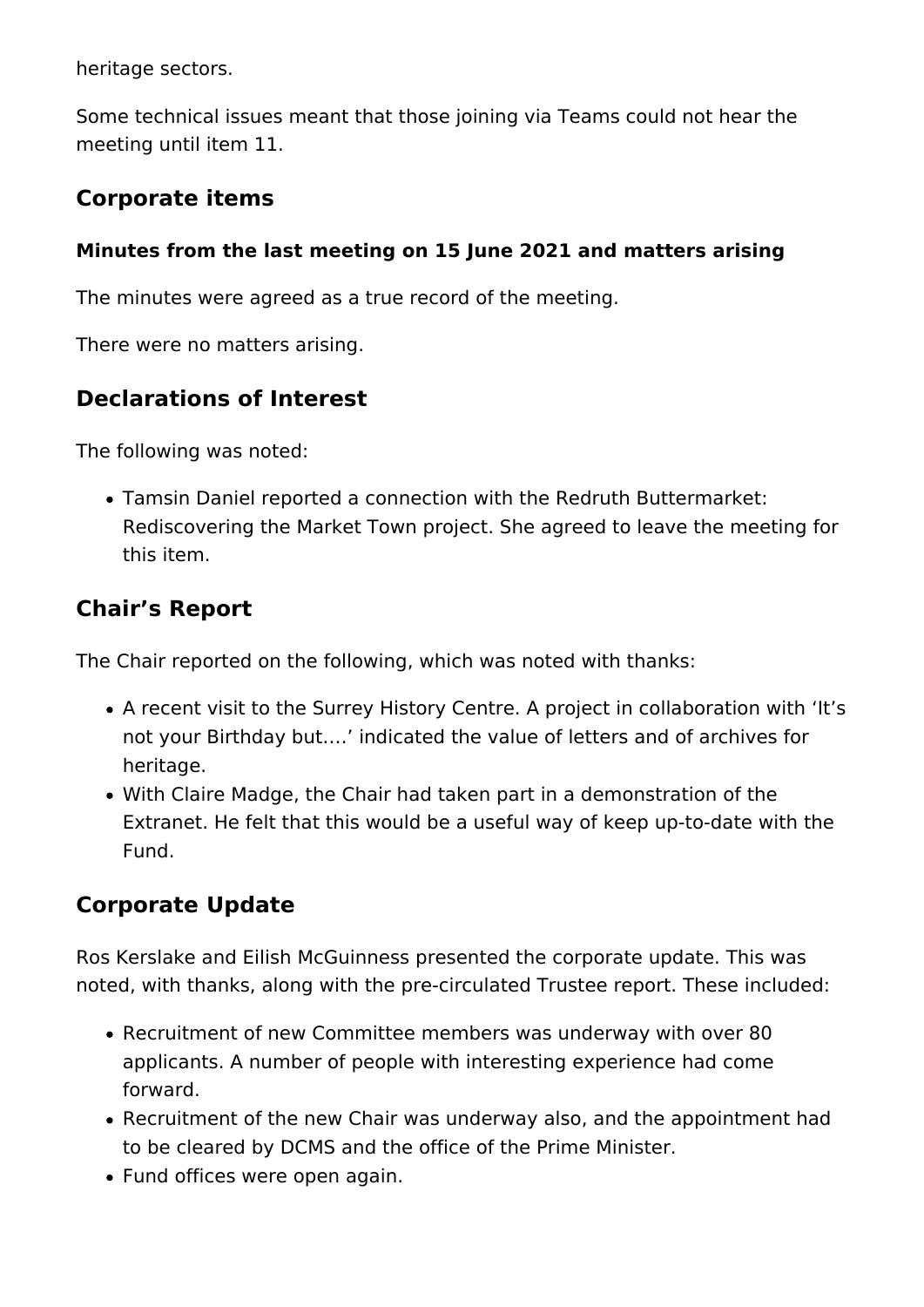heritage sectors.

Some technical issues meant that those joining via Teams could not hear the meeting until item 11.

## Corporate items

### Minutes from the last meeting on 15 June 2021 and matters arising

The minutes were agreed as a true record of the meeting.

There were no matters arising.

## Declarations of Interest

The following was noted:

- Tamsin Daniel reported a connection with the Redruth Buttermarket: Rediscovering the Market Town project. She agreed to leave the meeting for this item.

## Chair's Report

The Chair reported on the following, which was noted with thanks:

- A recent visit to the Surrey History Centre. A project in collaboration with 'It's not your Birthday but….' indicated the value of letters and of archives for heritage.
- With Claire Madge, the Chair had taken part in a demonstration of the Extranet. He felt that this would be a useful way of keep up-to-date with the Fund.

## Corporate Update

Ros Kerslake and Eilish McGuinness presented the corporate update. This was noted, with thanks, along with the pre-circulated Trustee report. These included:

- Recruitment of new Committee members was underway with over 80 applicants. A number of people with interesting experience had come forward.
- Recruitment of the new Chair was underway also, and the appointment had to be cleared by DCMS and the office of the Prime Minister.
- Fund offices were open again.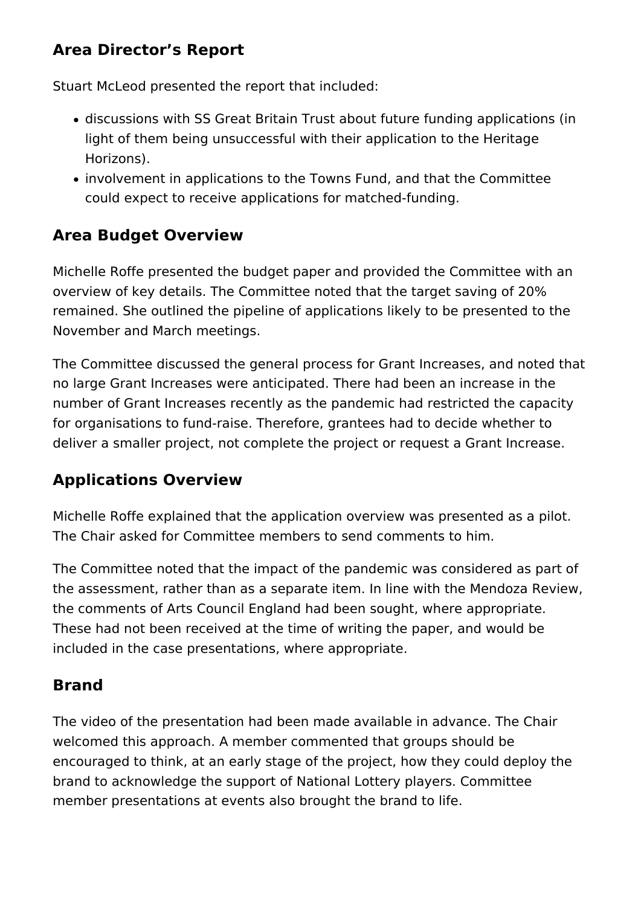## Area Director’s Report

Stuart McLeod presented the report that included:

- discussions with SS Great Britain Trust about future funding applications (in light of them being unsuccessful with their application to the Heritage Horizons).
- involvement in applications to the Towns Fund, and that the Committee could expect to receive applications for matched-funding.

## Area Budget Overview

Michelle Roffe presented the budget paper and provided the Committee with an overview of key details. The Committee noted that the target saving of 20% remained. She outlined the pipeline of applications likely to be presented to the November and March meetings.

The Committee discussed the general process for Grant Increases, and noted that no large Grant Increases were anticipated. There had been an increase in the number of Grant Increases recently as the pandemic had restricted the capacity for organisations to fund-raise. Therefore, grantees had to decide whether to deliver a smaller project, not complete the project or request a Grant Increase.

## Applications Overview

Michelle Roffe explained that the application overview was presented as a pilot. The Chair asked for Committee members to send comments to him.

The Committee noted that the impact of the pandemic was considered as part of the assessment, rather than as a separate item. In line with the Mendoza Review, the comments of Arts Council England had been sought, where appropriate. These had not been received at the time of writing the paper, and would be included in the case presentations, where appropriate.

## Brand

The video of the presentation had been made available in advance. The Chair welcomed this approach. A member commented that groups should be encouraged to think, at an early stage of the project, how they could deploy the brand to acknowledge the support of National Lottery players. Committee member presentations at events also brought the brand to life.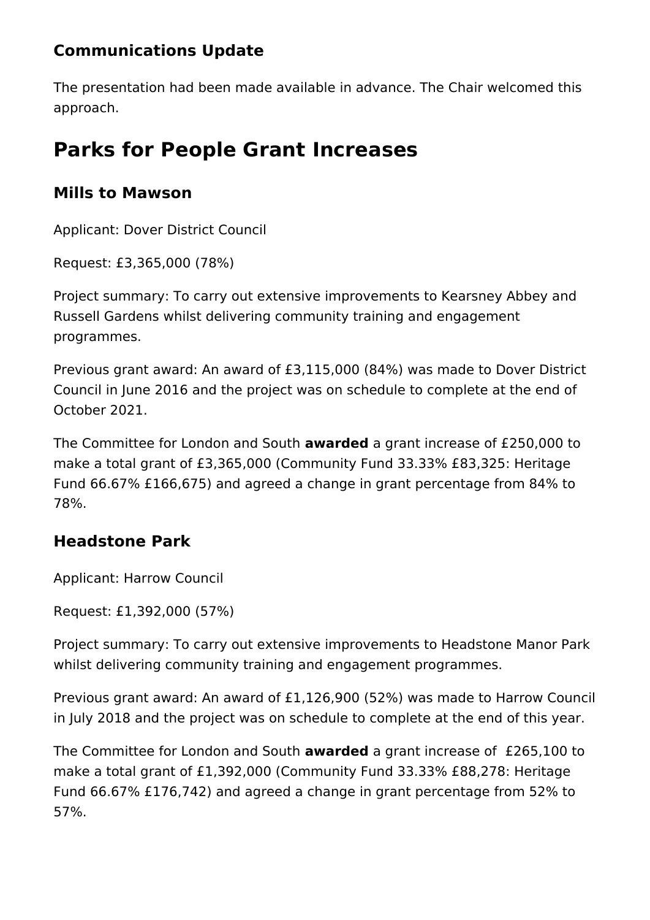### Communications Update

The presentation had been made available in advance. The Chair welcomed this approach.

# Parks for People Grant Increases

### Mills to Mawson

Applicant: Dover District Council

Request: £3,365,000 (78%)

Project summary: To carry out extensive improvements to Kearsney Abbey and Russell Gardens whilst delivering community training and engagement programmes.

Previous grant award: An award of £3,115,000 (84%) was made to Dover District Council in June 2016 and the project was on schedule to complete at the end of October 2021.

The Committee for London and South **awarded** a grant increase of £250,000 to make a total grant of £3,365,000 (Community Fund 33.33% £83,325: Heritage Fund 66.67% £166,675) and agreed a change in grant percentage from 84% to 78%.

### Headstone Park

Applicant: Harrow Council

Request: £1,392,000 (57%)

Project summary: To carry out extensive improvements to Headstone Manor Park whilst delivering community training and engagement programmes.

Previous grant award: An award of £1,126,900 (52%) was made to Harrow Council in July 2018 and the project was on schedule to complete at the end of this year.

The Committee for London and South **awarded** a grant increase of £265,100 to make a total grant of £1,392,000 (Community Fund 33.33% £88,278: Heritage Fund 66.67% £176,742) and agreed a change in grant percentage from 52% to 57%.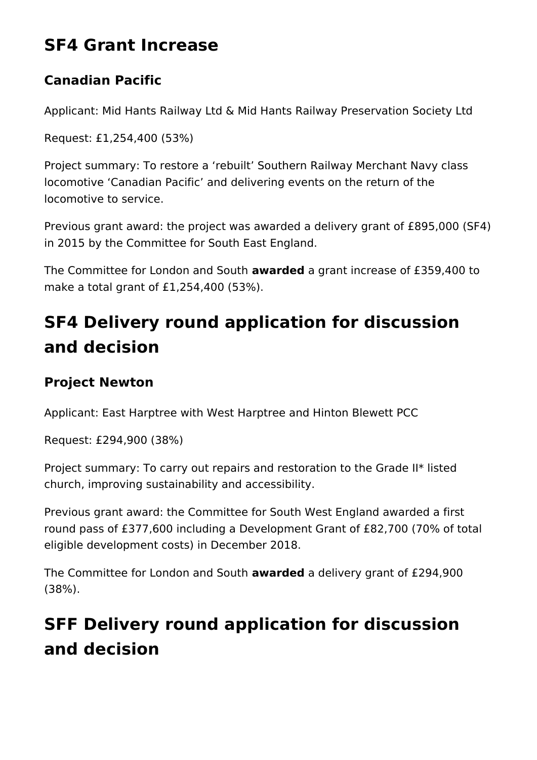# SF4 Grant Increase

## Canadian Pacific

Applicant: Mid Hants Railway Ltd & Mid Hants Railway Preservation Society Ltd

Request: £1,254,400 (53%)

Project summary: To restore a 'rebuilt' Southern Railway Merchant Navy class locomotive 'Canadian Pacific' and delivering events on the return of the locomotive to service.

Previous grant award: the project was awarded a delivery grant of £895,000 (SF4) in 2015 by the Committee for South East England.

The Committee for London and South **awarded** a grant increase of £359,400 to make a total grant of £1,254,400 (53%).

# SF4 Delivery round application for discussion and decision

## Project Newton

Applicant: East Harptree with West Harptree and Hinton Blewett PCC

Request: £294,900 (38%)

Project summary: To carry out repairs and restoration to the Grade II* listed church, improving sustainability and accessibility.

Previous grant award: the Committee for South West England awarded a first round pass of £377,600 including a Development Grant of £82,700 (70% of total eligible development costs) in December 2018.

The Committee for London and South **awarded** a delivery grant of £294,900 (38%).

# SFF Delivery round application for discussion and decision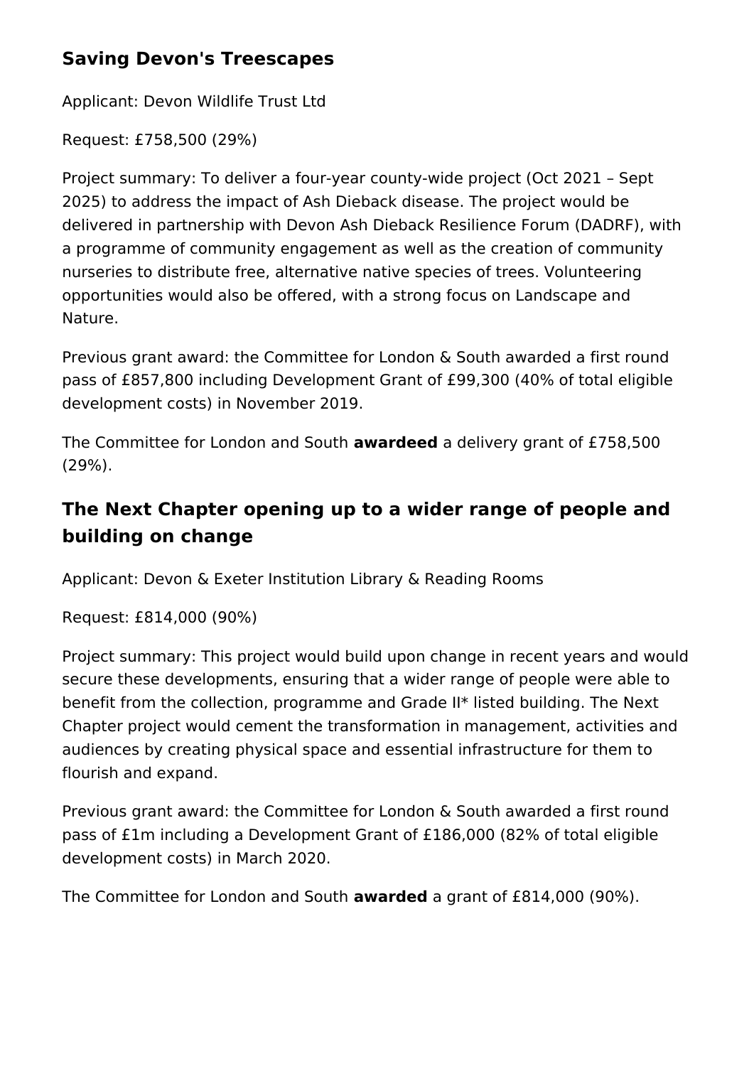## Saving Devon's Treescapes

Applicant: Devon Wildlife Trust Ltd

Request: £758,500 (29%)

Project summary: To deliver a four-year county-wide project (Oct 2021 – Sept 2025) to address the impact of Ash Dieback disease. The project would be delivered in partnership with Devon Ash Dieback Resilience Forum (DADRF), with a programme of community engagement as well as the creation of community nurseries to distribute free, alternative native species of trees. Volunteering opportunities would also be offered, with a strong focus on Landscape and Nature.

Previous grant award: the Committee for London & South awarded a first round pass of £857,800 including Development Grant of £99,300 (40% of total eligible development costs) in November 2019.

The Committee for London and South **awardeed** a delivery grant of £758,500 (29%).

## The Next Chapter opening up to a wider range of people and building on change

Applicant: Devon & Exeter Institution Library & Reading Rooms

Request: £814,000 (90%)

Project summary: This project would build upon change in recent years and would secure these developments, ensuring that a wider range of people were able to benefit from the collection, programme and Grade II* listed building. The Next Chapter project would cement the transformation in management, activities and audiences by creating physical space and essential infrastructure for them to flourish and expand.

Previous grant award: the Committee for London & South awarded a first round pass of £1m including a Development Grant of £186,000 (82% of total eligible development costs) in March 2020.

The Committee for London and South **awarded** a grant of £814,000 (90%).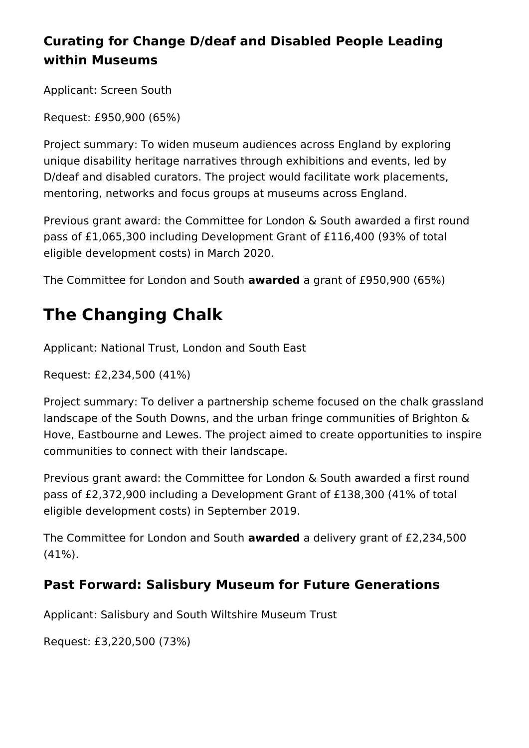### Curating for Change D/deaf and Disabled People Leading within Museums

Applicant: Screen South

Request: £950,900 (65%)

Project summary: To widen museum audiences across England by exploring unique disability heritage narratives through exhibitions and events, led by D/deaf and disabled curators. The project would facilitate work placements, mentoring, networks and focus groups at museums across England.

Previous grant award: the Committee for London & South awarded a first round pass of £1,065,300 including Development Grant of £116,400 (93% of total eligible development costs) in March 2020.

The Committee for London and South **awarded** a grant of £950,900 (65%)

## The Changing Chalk

Applicant: National Trust, London and South East

Request: £2,234,500 (41%)

Project summary: To deliver a partnership scheme focused on the chalk grassland landscape of the South Downs, and the urban fringe communities of Brighton & Hove, Eastbourne and Lewes. The project aimed to create opportunities to inspire communities to connect with their landscape.

Previous grant award: the Committee for London & South awarded a first round pass of £2,372,900 including a Development Grant of £138,300 (41% of total eligible development costs) in September 2019.

The Committee for London and South **awarded** a delivery grant of £2,234,500 (41%).

### Past Forward: Salisbury Museum for Future Generations

Applicant: Salisbury and South Wiltshire Museum Trust

Request: £3,220,500 (73%)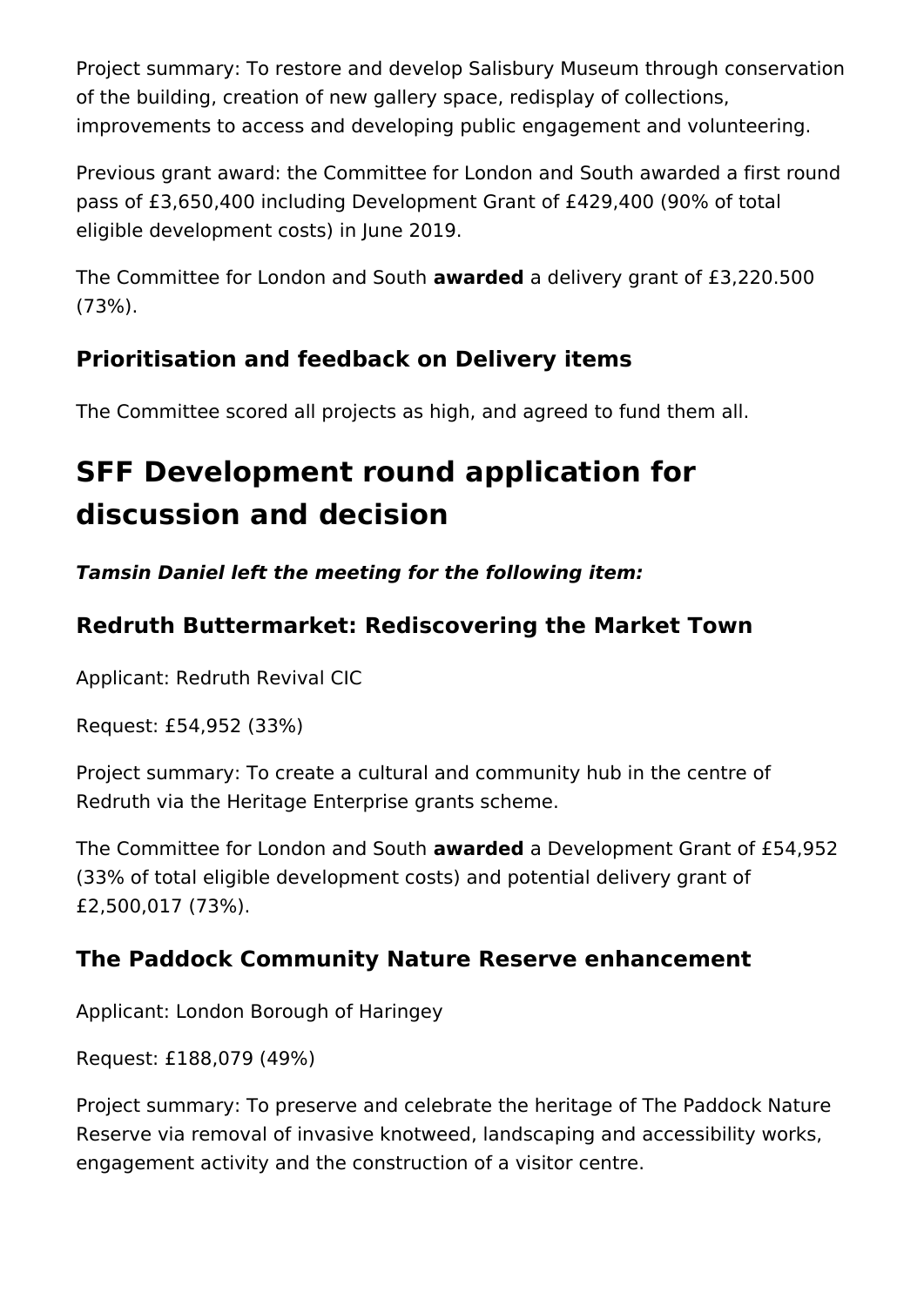Project summary: To restore and develop Salisbury Museum through conservation of the building, creation of new gallery space, redisplay of collections, improvements to access and developing public engagement and volunteering.

Previous grant award: the Committee for London and South awarded a first round pass of £3,650,400 including Development Grant of £429,400 (90% of total eligible development costs) in June 2019.

The Committee for London and South **awarded** a delivery grant of £3,220.500 (73%).

### Prioritisation and feedback on Delivery items

The Committee scored all projects as high, and agreed to fund them all.

## SFF Development round application for discussion and decision

***Tamsin Daniel left the meeting for the following item:***

### Redruth Buttermarket: Rediscovering the Market Town

Applicant: Redruth Revival CIC

Request: £54,952 (33%)

Project summary: To create a cultural and community hub in the centre of Redruth via the Heritage Enterprise grants scheme.

The Committee for London and South **awarded** a Development Grant of £54,952 (33% of total eligible development costs) and potential delivery grant of £2,500,017 (73%).

### The Paddock Community Nature Reserve enhancement

Applicant: London Borough of Haringey

Request: £188,079 (49%)

Project summary: To preserve and celebrate the heritage of The Paddock Nature Reserve via removal of invasive knotweed, landscaping and accessibility works, engagement activity and the construction of a visitor centre.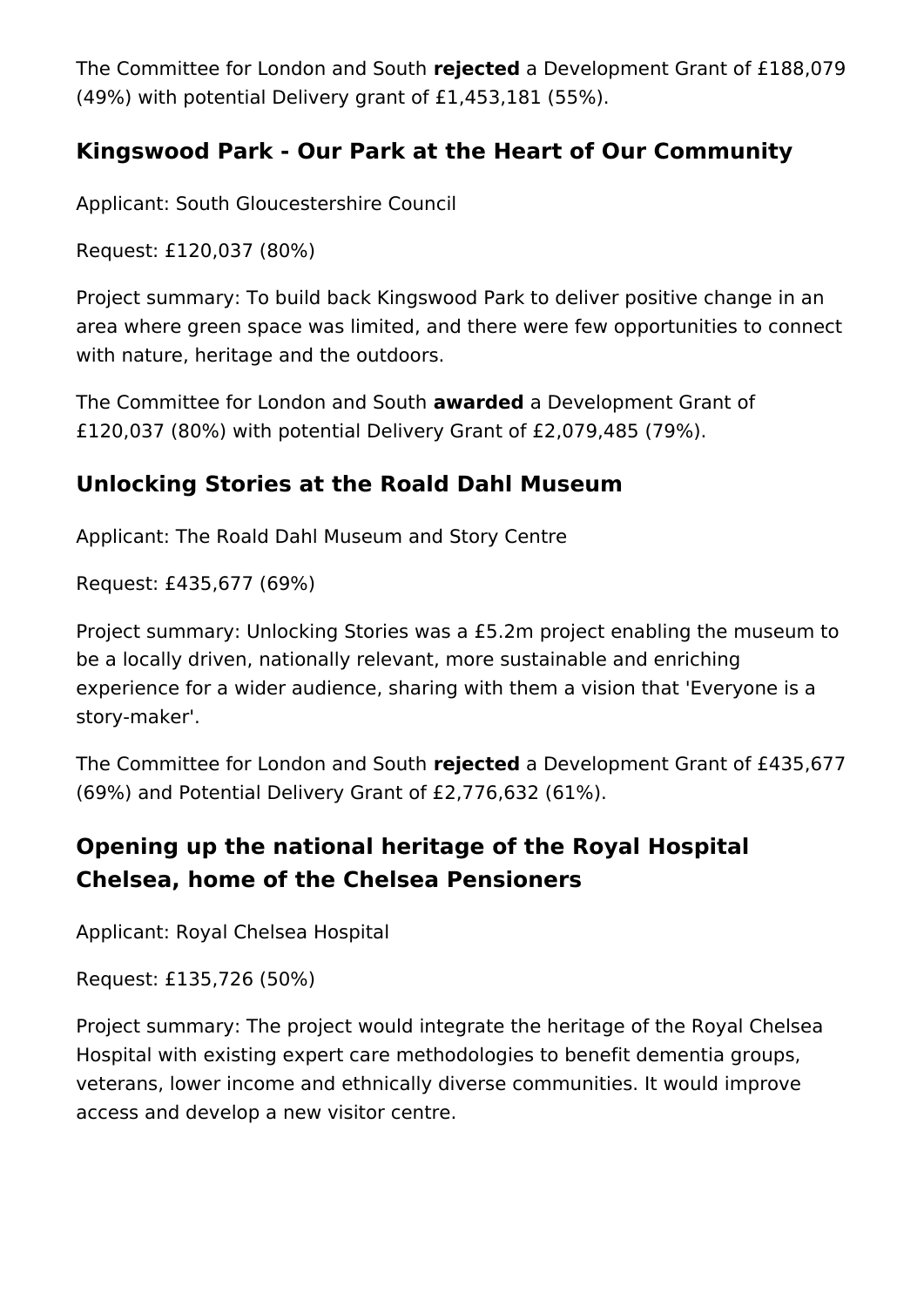The Committee for London and South **rejected** a Development Grant of £188,079 (49%) with potential Delivery grant of £1,453,181 (55%).

## Kingswood Park - Our Park at the Heart of Our Community

Applicant: South Gloucestershire Council

Request: £120,037 (80%)

Project summary: To build back Kingswood Park to deliver positive change in an area where green space was limited, and there were few opportunities to connect with nature, heritage and the outdoors.

The Committee for London and South **awarded** a Development Grant of £120,037 (80%) with potential Delivery Grant of £2,079,485 (79%).

## Unlocking Stories at the Roald Dahl Museum

Applicant: The Roald Dahl Museum and Story Centre

Request: £435,677 (69%)

Project summary: Unlocking Stories was a £5.2m project enabling the museum to be a locally driven, nationally relevant, more sustainable and enriching experience for a wider audience, sharing with them a vision that 'Everyone is a story-maker'.

The Committee for London and South **rejected** a Development Grant of £435,677 (69%) and Potential Delivery Grant of £2,776,632 (61%).

## Opening up the national heritage of the Royal Hospital Chelsea, home of the Chelsea Pensioners

Applicant: Royal Chelsea Hospital

Request: £135,726 (50%)

Project summary: The project would integrate the heritage of the Royal Chelsea Hospital with existing expert care methodologies to benefit dementia groups, veterans, lower income and ethnically diverse communities. It would improve access and develop a new visitor centre.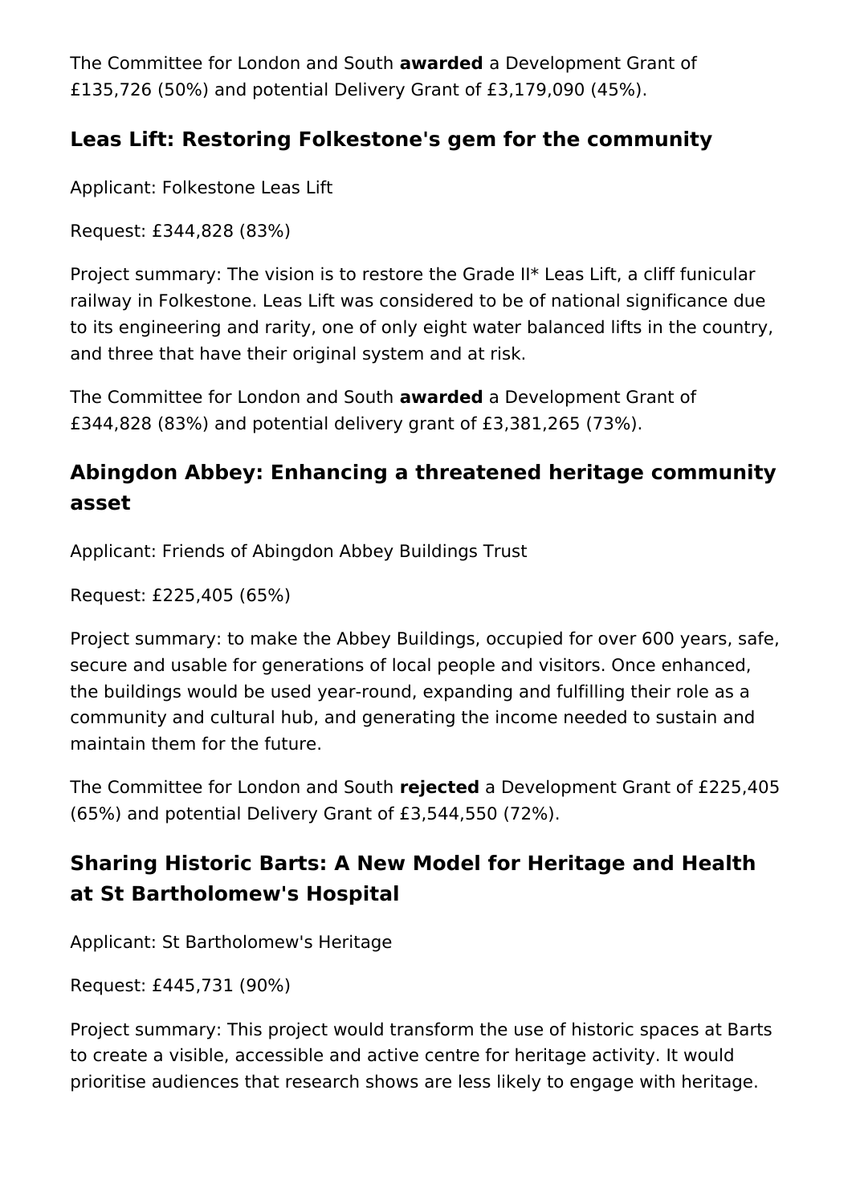The Committee for London and South **awarded** a Development Grant of £135,726 (50%) and potential Delivery Grant of £3,179,090 (45%).

## Leas Lift: Restoring Folkestone's gem for the community

Applicant: Folkestone Leas Lift

Request: £344,828 (83%)

Project summary: The vision is to restore the Grade II* Leas Lift, a cliff funicular railway in Folkestone. Leas Lift was considered to be of national significance due to its engineering and rarity, one of only eight water balanced lifts in the country, and three that have their original system and at risk.

The Committee for London and South **awarded** a Development Grant of £344,828 (83%) and potential delivery grant of £3,381,265 (73%).

## Abingdon Abbey: Enhancing a threatened heritage community asset

Applicant: Friends of Abingdon Abbey Buildings Trust

Request: £225,405 (65%)

Project summary: to make the Abbey Buildings, occupied for over 600 years, safe, secure and usable for generations of local people and visitors. Once enhanced, the buildings would be used year-round, expanding and fulfilling their role as a community and cultural hub, and generating the income needed to sustain and maintain them for the future.

The Committee for London and South **rejected** a Development Grant of £225,405 (65%) and potential Delivery Grant of £3,544,550 (72%).

## Sharing Historic Barts: A New Model for Heritage and Health at St Bartholomew's Hospital

Applicant: St Bartholomew's Heritage

Request: £445,731 (90%)

Project summary: This project would transform the use of historic spaces at Barts to create a visible, accessible and active centre for heritage activity. It would prioritise audiences that research shows are less likely to engage with heritage.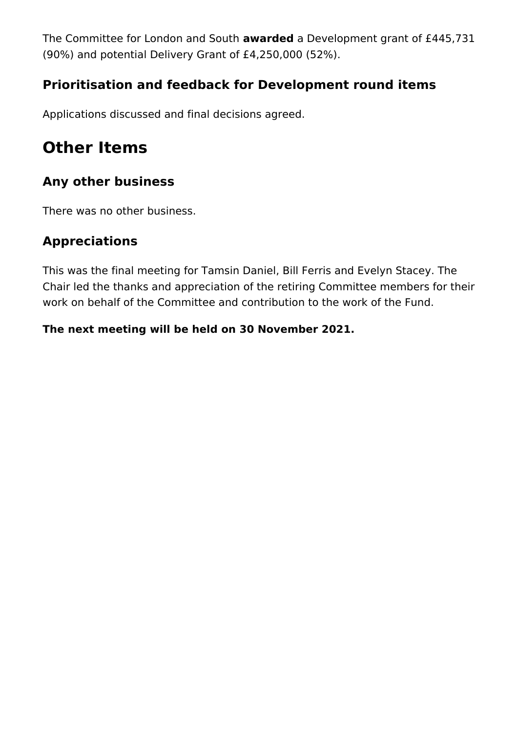The Committee for London and South **awarded** a Development grant of £445,731 (90%) and potential Delivery Grant of £4,250,000 (52%).

### Prioritisation and feedback for Development round items

Applications discussed and final decisions agreed.

## Other Items

### Any other business

There was no other business.

### Appreciations

This was the final meeting for Tamsin Daniel, Bill Ferris and Evelyn Stacey. The Chair led the thanks and appreciation of the retiring Committee members for their work on behalf of the Committee and contribution to the work of the Fund.

**The next meeting will be held on 30 November 2021.**